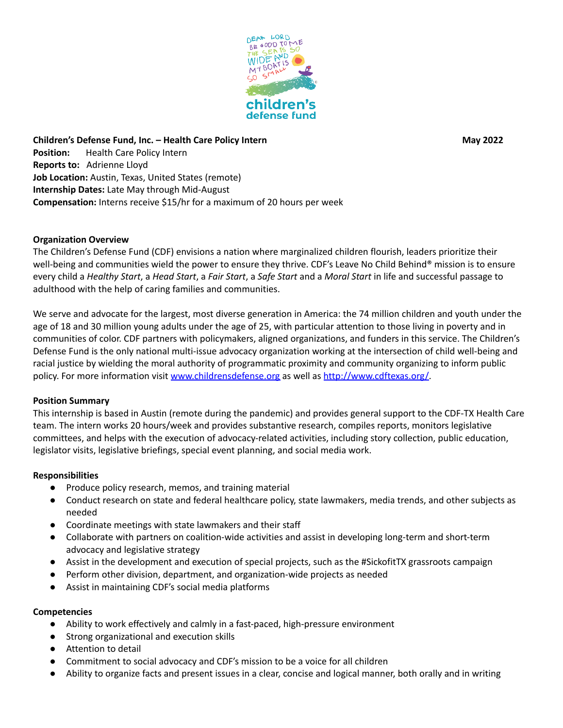**Children's Defense Fund, Inc. – Health Care Policy Intern** **May 2022**

**Position:** Health Care Policy Intern
**Reports to:** Adrienne Lloyd
**Job Location:** Austin, Texas, United States (remote)
**Internship Dates:** Late May through Mid-August
**Compensation:** Interns receive $15/hr for a maximum of 20 hours per week

**Organization Overview**

The Children's Defense Fund (CDF) envisions a nation where marginalized children flourish, leaders prioritize their well-being and communities wield the power to ensure they thrive. CDF's Leave No Child Behind® mission is to ensure every child a *Healthy Start*, a *Head Start*, a *Fair Start*, a *Safe Start* and a *Moral Start* in life and successful passage to adulthood with the help of caring families and communities.

We serve and advocate for the largest, most diverse generation in America: the 74 million children and youth under the age of 18 and 30 million young adults under the age of 25, with particular attention to those living in poverty and in communities of color. CDF partners with policymakers, aligned organizations, and funders in this service. The Children's Defense Fund is the only national multi-issue advocacy organization working at the intersection of child well-being and racial justice by wielding the moral authority of programmatic proximity and community organizing to inform public policy. For more information visit [www.childrensdefense.org](www.childrensdefense.org) as well as [http://www.cdftexas.org/](http://www.cdftexas.org/).

**Position Summary**

This internship is based in Austin (remote during the pandemic) and provides general support to the CDF-TX Health Care team. The intern works 20 hours/week and provides substantive research, compiles reports, monitors legislative committees, and helps with the execution of advocacy-related activities, including story collection, public education, legislator visits, legislative briefings, special event planning, and social media work.

**Responsibilities**

- Produce policy research, memos, and training material
- Conduct research on state and federal healthcare policy, state lawmakers, media trends, and other subjects as needed
- Coordinate meetings with state lawmakers and their staff
- Collaborate with partners on coalition-wide activities and assist in developing long-term and short-term advocacy and legislative strategy
- Assist in the development and execution of special projects, such as the #SickofitTX grassroots campaign
- Perform other division, department, and organization-wide projects as needed
- Assist in maintaining CDF's social media platforms

**Competencies**

- Ability to work effectively and calmly in a fast-paced, high-pressure environment
- Strong organizational and execution skills
- Attention to detail
- Commitment to social advocacy and CDF's mission to be a voice for all children
- Ability to organize facts and present issues in a clear, concise and logical manner, both orally and in writing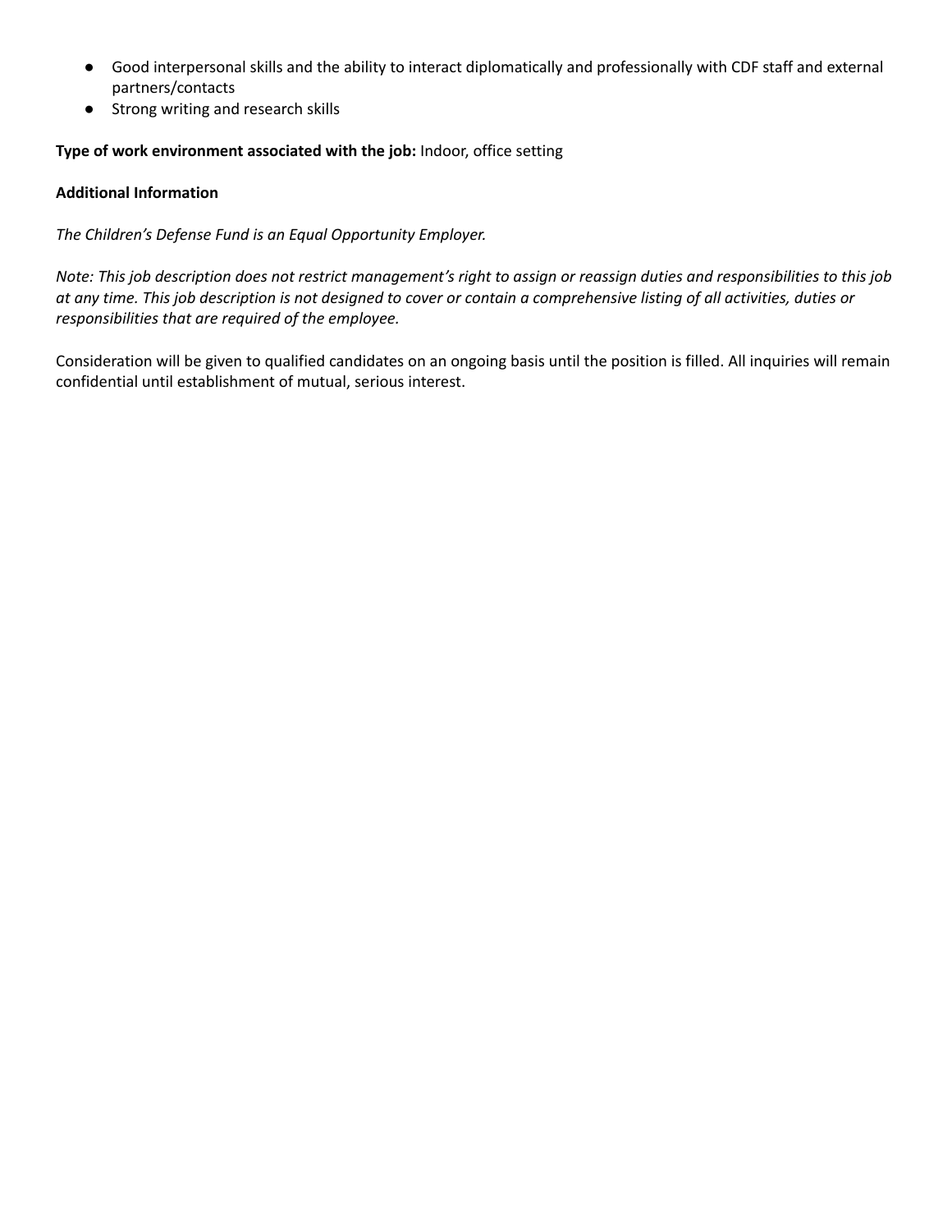- Good interpersonal skills and the ability to interact diplomatically and professionally with CDF staff and external partners/contacts
- Strong writing and research skills

**Type of work environment associated with the job:** Indoor, office setting

**Additional Information**

*The Children's Defense Fund is an Equal Opportunity Employer.*

*Note: This job description does not restrict management's right to assign or reassign duties and responsibilities to this job at any time. This job description is not designed to cover or contain a comprehensive listing of all activities, duties or responsibilities that are required of the employee.*

Consideration will be given to qualified candidates on an ongoing basis until the position is filled. All inquiries will remain confidential until establishment of mutual, serious interest.